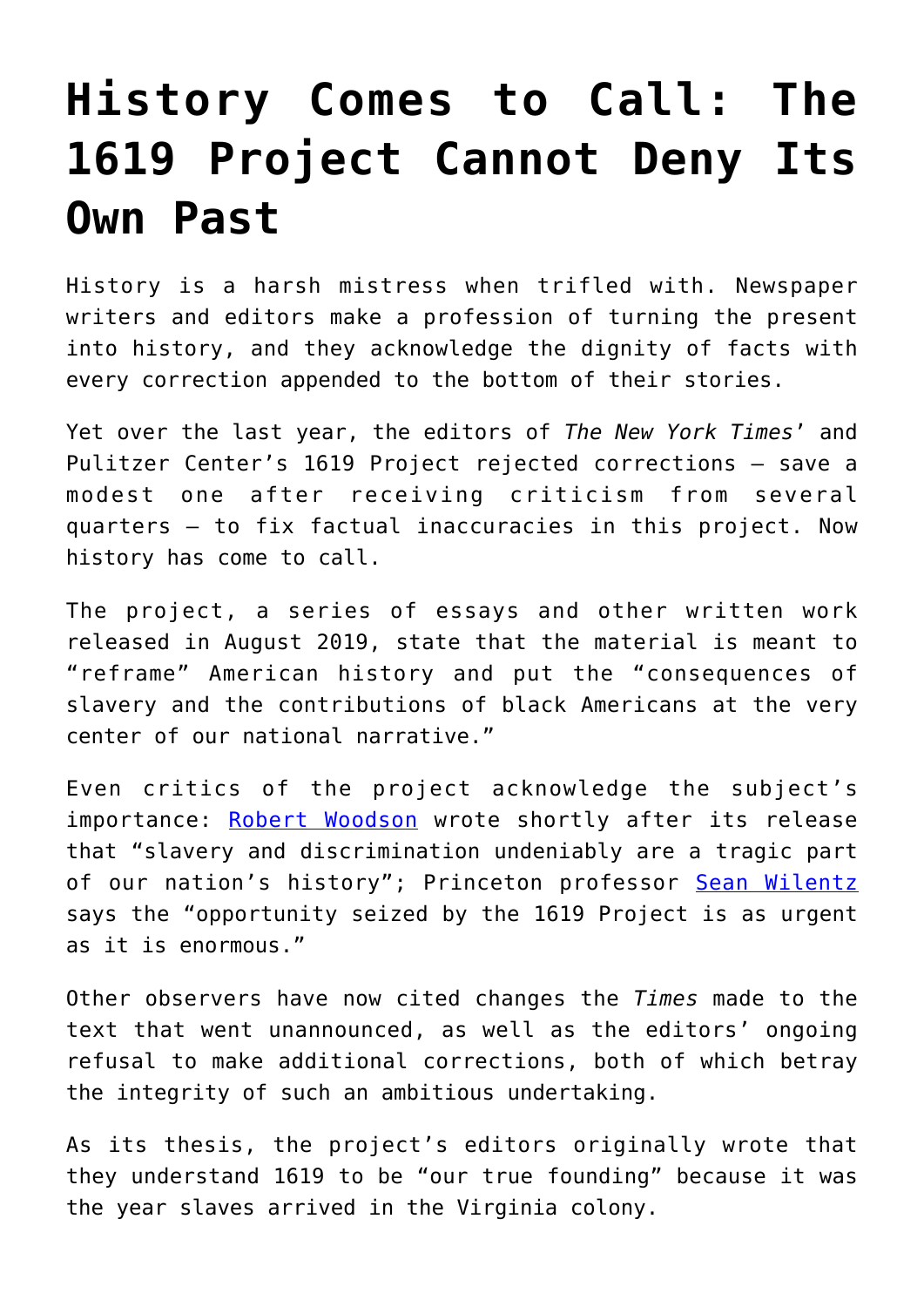# History Comes to Call: The 1619 Project Cannot Deny Its Own Past

History is a harsh mistress when trifled with. Newspaper writers and editors make a profession of turning the present into history, and they acknowledge the dignity of facts with every correction appended to the bottom of their stories.

Yet over the last year, the editors of *The New York Times*' and Pulitzer Center's 1619 Project rejected corrections – save a modest one after receiving criticism from several quarters – to fix factual inaccuracies in this project. Now history has come to call.

The project, a series of essays and other written work released in August 2019, state that the material is meant to "reframe" American history and put the "consequences of slavery and the contributions of black Americans at the very center of our national narrative."

Even critics of the project acknowledge the subject's importance: [Robert Woodson]() wrote shortly after its release that "slavery and discrimination undeniably are a tragic part of our nation's history"; Princeton professor [Sean Wilentz]() says the "opportunity seized by the 1619 Project is as urgent as it is enormous."

Other observers have now cited changes the *Times* made to the text that went unannounced, as well as the editors' ongoing refusal to make additional corrections, both of which betray the integrity of such an ambitious undertaking.

As its thesis, the project's editors originally wrote that they understand 1619 to be "our true founding" because it was the year slaves arrived in the Virginia colony.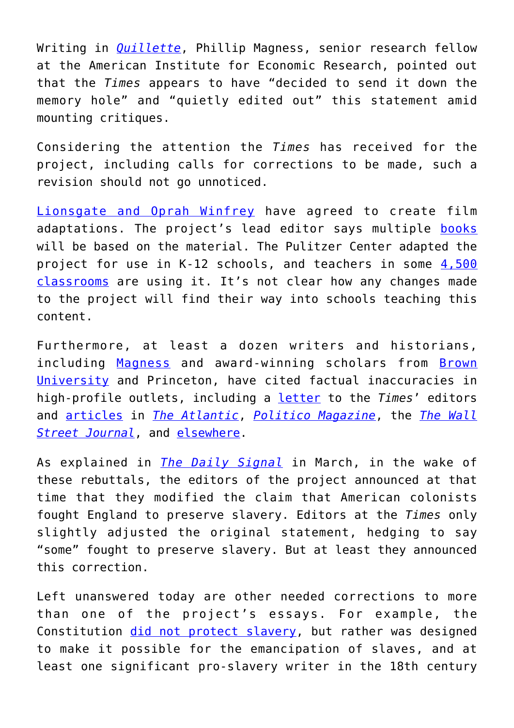Writing in *Quillette*, Phillip Magness, senior research fellow at the American Institute for Economic Research, pointed out that the *Times* appears to have "decided to send it down the memory hole" and "quietly edited out" this statement amid mounting critiques.

Considering the attention the *Times* has received for the project, including calls for corrections to be made, such a revision should not go unnoticed.

Lionsgate and Oprah Winfrey have agreed to create film adaptations. The project's lead editor says multiple books will be based on the material. The Pulitzer Center adapted the project for use in K-12 schools, and teachers in some 4,500 classrooms are using it. It's not clear how any changes made to the project will find their way into schools teaching this content.

Furthermore, at least a dozen writers and historians, including Magness and award-winning scholars from Brown University and Princeton, have cited factual inaccuracies in high-profile outlets, including a letter to the *Times*' editors and articles in *The Atlantic*, *Politico Magazine*, the *The Wall Street Journal*, and elsewhere.

As explained in *The Daily Signal* in March, in the wake of these rebuttals, the editors of the project announced at that time that they modified the claim that American colonists fought England to preserve slavery. Editors at the *Times* only slightly adjusted the original statement, hedging to say "some" fought to preserve slavery. But at least they announced this correction.

Left unanswered today are other needed corrections to more than one of the project's essays. For example, the Constitution did not protect slavery, but rather was designed to make it possible for the emancipation of slaves, and at least one significant pro-slavery writer in the 18th century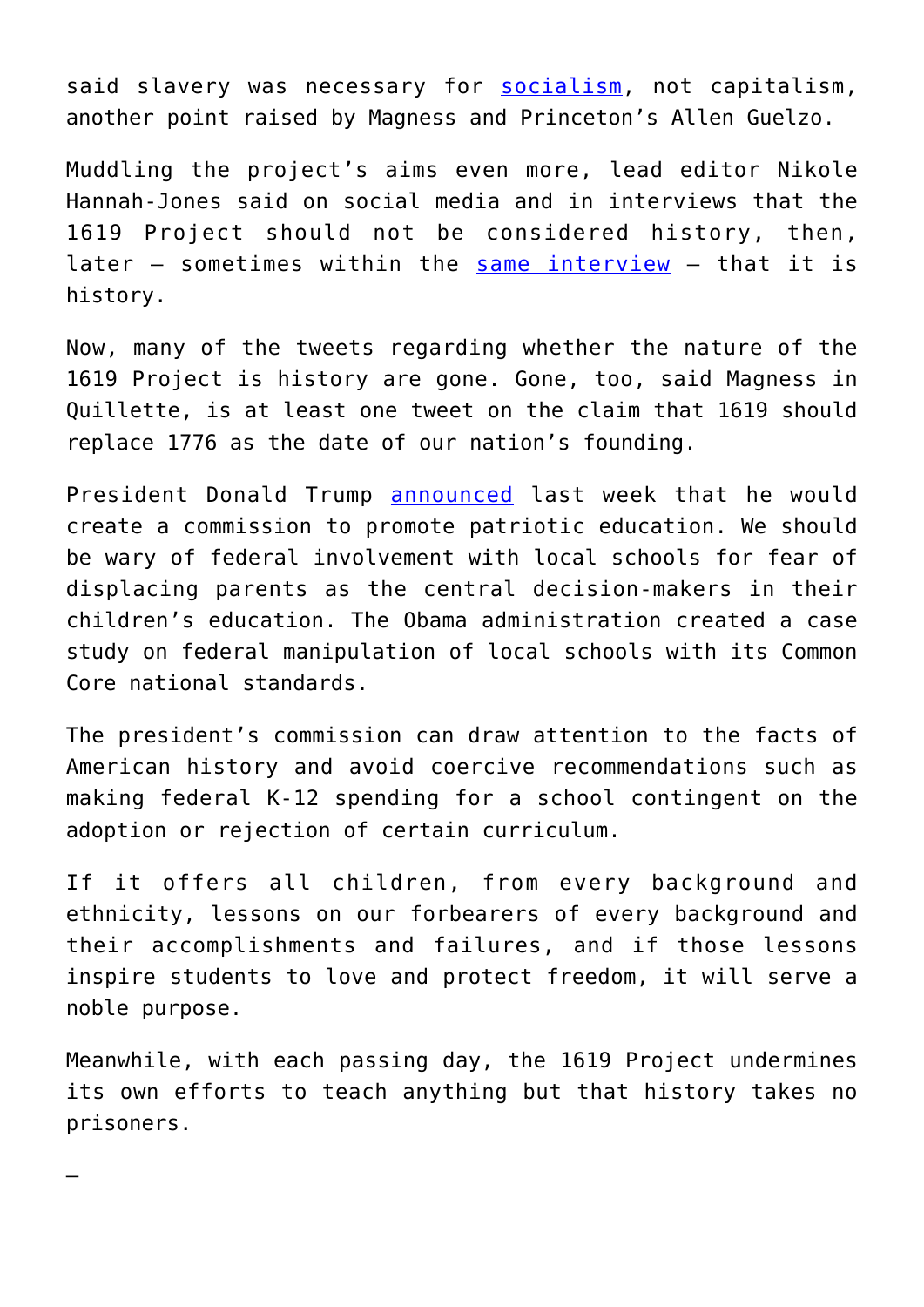said slavery was necessary for [socialism](), not capitalism, another point raised by Magness and Princeton's Allen Guelzo.

Muddling the project's aims even more, lead editor Nikole Hannah-Jones said on social media and in interviews that the 1619 Project should not be considered history, then, later – sometimes within the [same interview]() – that it is history.

Now, many of the tweets regarding whether the nature of the 1619 Project is history are gone. Gone, too, said Magness in Quillette, is at least one tweet on the claim that 1619 should replace 1776 as the date of our nation's founding.

President Donald Trump [announced]() last week that he would create a commission to promote patriotic education. We should be wary of federal involvement with local schools for fear of displacing parents as the central decision-makers in their children's education. The Obama administration created a case study on federal manipulation of local schools with its Common Core national standards.

The president's commission can draw attention to the facts of American history and avoid coercive recommendations such as making federal K-12 spending for a school contingent on the adoption or rejection of certain curriculum.

If it offers all children, from every background and ethnicity, lessons on our forbearers of every background and their accomplishments and failures, and if those lessons inspire students to love and protect freedom, it will serve a noble purpose.

Meanwhile, with each passing day, the 1619 Project undermines its own efforts to teach anything but that history takes no prisoners.

–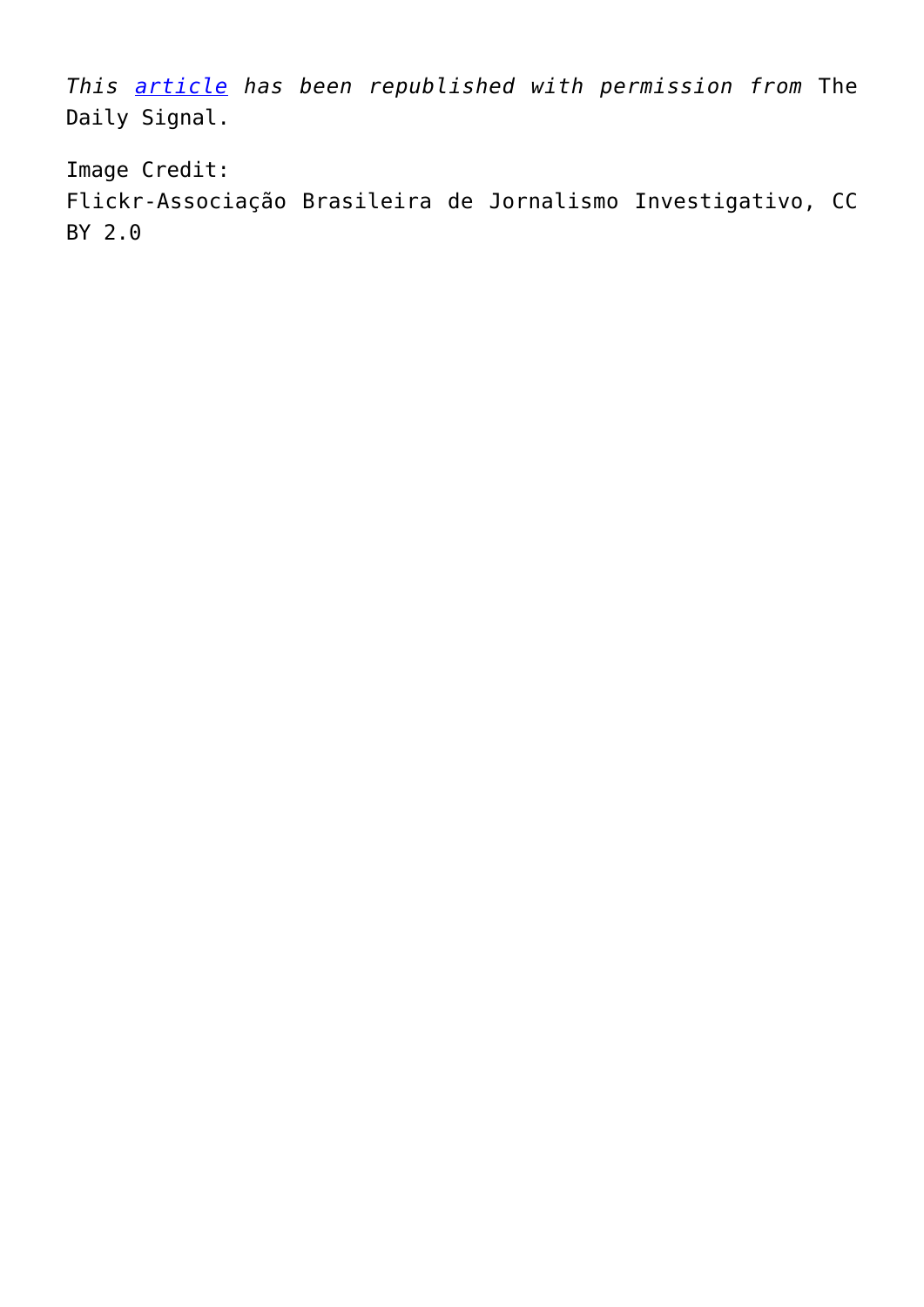*This [article](article) has been republished with permission from* The Daily Signal.

Image Credit:
Flickr-Associação Brasileira de Jornalismo Investigativo, CC BY 2.0